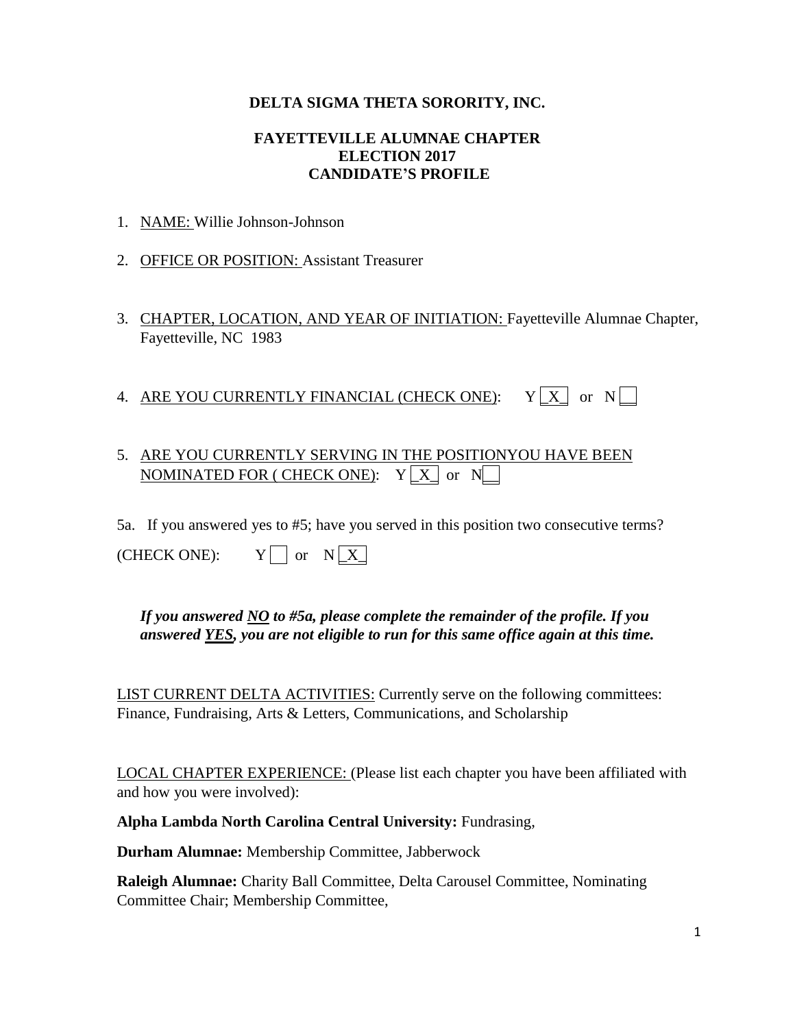**DELTA SIGMA THETA SORORITY, INC.**

**FAYETTEVILLE ALUMNAE CHAPTER**
**ELECTION 2017**
**CANDIDATE'S PROFILE**

1. NAME: Willie Johnson-Johnson
2. OFFICE OR POSITION: Assistant Treasurer
3. CHAPTER, LOCATION, AND YEAR OF INITIATION: Fayetteville Alumnae Chapter, Fayetteville, NC 1983
4. ARE YOU CURRENTLY FINANCIAL (CHECK ONE): Y [_X_] or N [__]
5. ARE YOU CURRENTLY SERVING IN THE POSITIONYOU HAVE BEEN NOMINATED FOR ( CHECK ONE): Y [_X_] or N[__]

5a. If you answered yes to #5; have you served in this position two consecutive terms?

(CHECK ONE): Y [ ] or N [_X_]

***If you answered NO to #5a, please complete the remainder of the profile. If you answered YES, you are not eligible to run for this same office again at this time.***

LIST CURRENT DELTA ACTIVITIES: Currently serve on the following committees: Finance, Fundraising, Arts & Letters, Communications, and Scholarship

LOCAL CHAPTER EXPERIENCE: (Please list each chapter you have been affiliated with and how you were involved):

**Alpha Lambda North Carolina Central University:** Fundrasing,

**Durham Alumnae:** Membership Committee, Jabberwock

**Raleigh Alumnae:** Charity Ball Committee, Delta Carousel Committee, Nominating Committee Chair; Membership Committee,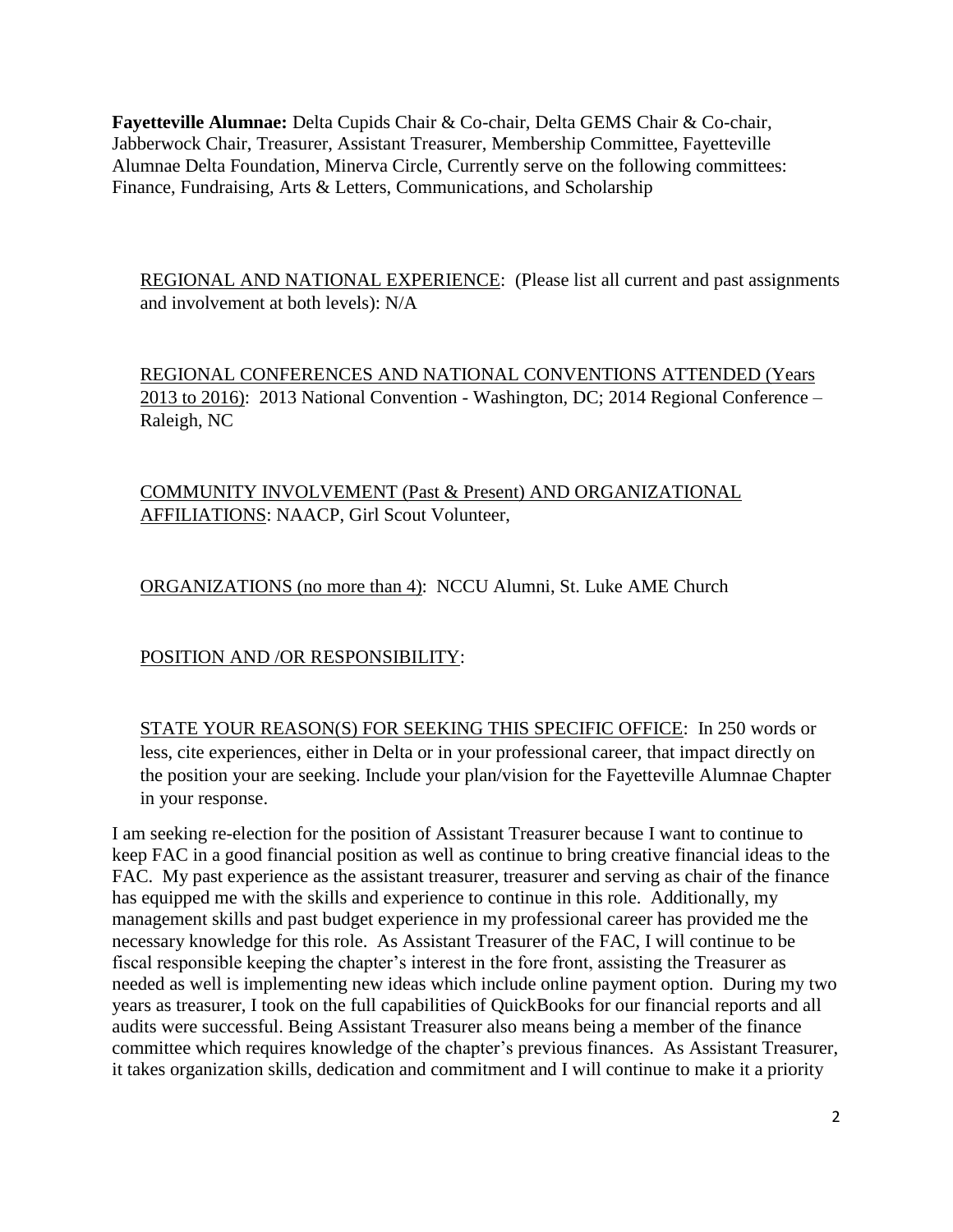**Fayetteville Alumnae:** Delta Cupids Chair & Co-chair, Delta GEMS Chair & Co-chair, Jabberwock Chair, Treasurer, Assistant Treasurer, Membership Committee, Fayetteville Alumnae Delta Foundation, Minerva Circle, Currently serve on the following committees: Finance, Fundraising, Arts & Letters, Communications, and Scholarship

REGIONAL AND NATIONAL EXPERIENCE: (Please list all current and past assignments and involvement at both levels): N/A

REGIONAL CONFERENCES AND NATIONAL CONVENTIONS ATTENDED (Years 2013 to 2016): 2013 National Convention - Washington, DC; 2014 Regional Conference – Raleigh, NC

COMMUNITY INVOLVEMENT (Past & Present) AND ORGANIZATIONAL AFFILIATIONS: NAACP, Girl Scout Volunteer,

ORGANIZATIONS (no more than 4): NCCU Alumni, St. Luke AME Church

POSITION AND /OR RESPONSIBILITY:

STATE YOUR REASON(S) FOR SEEKING THIS SPECIFIC OFFICE: In 250 words or less, cite experiences, either in Delta or in your professional career, that impact directly on the position your are seeking. Include your plan/vision for the Fayetteville Alumnae Chapter in your response.

I am seeking re-election for the position of Assistant Treasurer because I want to continue to keep FAC in a good financial position as well as continue to bring creative financial ideas to the FAC. My past experience as the assistant treasurer, treasurer and serving as chair of the finance has equipped me with the skills and experience to continue in this role. Additionally, my management skills and past budget experience in my professional career has provided me the necessary knowledge for this role. As Assistant Treasurer of the FAC, I will continue to be fiscal responsible keeping the chapter's interest in the fore front, assisting the Treasurer as needed as well is implementing new ideas which include online payment option. During my two years as treasurer, I took on the full capabilities of QuickBooks for our financial reports and all audits were successful. Being Assistant Treasurer also means being a member of the finance committee which requires knowledge of the chapter's previous finances. As Assistant Treasurer, it takes organization skills, dedication and commitment and I will continue to make it a priority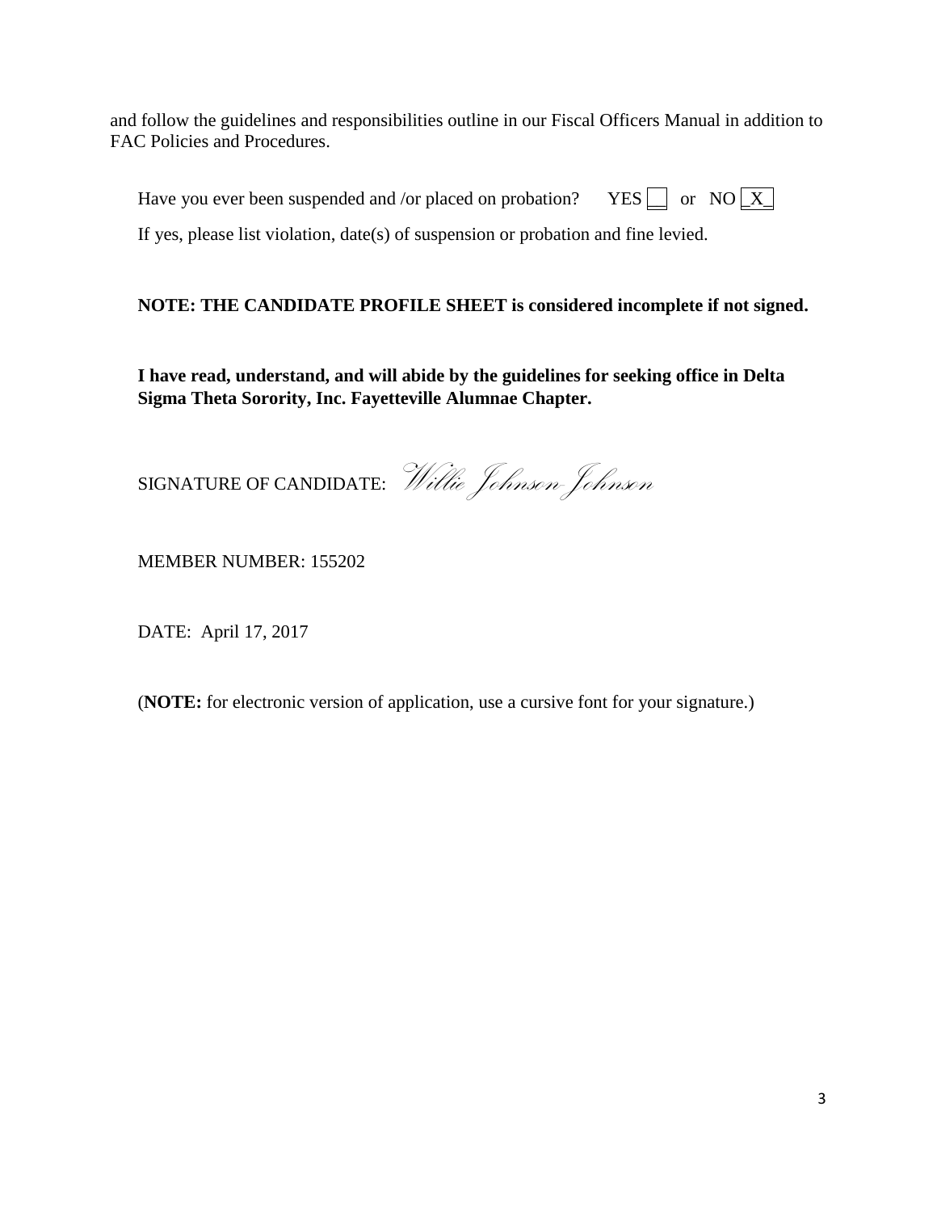and follow the guidelines and responsibilities outline in our Fiscal Officers Manual in addition to FAC Policies and Procedures.

Have you ever been suspended and /or placed on probation? YES [ ] or NO [X]

If yes, please list violation, date(s) of suspension or probation and fine levied.

**NOTE: THE CANDIDATE PROFILE SHEET is considered incomplete if not signed.**

**I have read, understand, and will abide by the guidelines for seeking office in Delta Sigma Theta Sorority, Inc. Fayetteville Alumnae Chapter.**

SIGNATURE OF CANDIDATE: *Willie Johnson-Johnson*

MEMBER NUMBER: 155202

DATE: April 17, 2017

(**NOTE:** for electronic version of application, use a cursive font for your signature.)